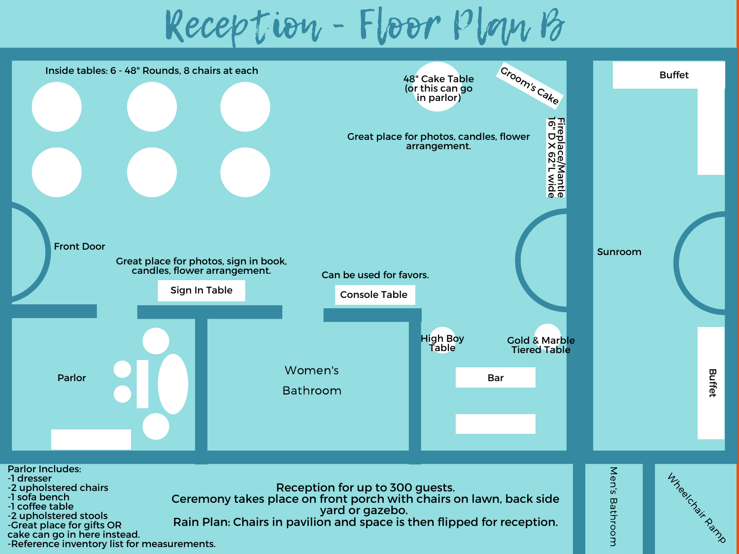# Reception - Floor Plan B

Inside tables: 6 - 48" Rounds, 8 chairs at each

48" Cake Table (or this can go in parlor)

Groom's Cake

Great place for photos, candles, flower arrangement.

Fireplace/Mantle 16" D X 62"L wide

Buffet

Front Door

Great place for photos, sign in book, candles, flower arrangement.

Sign In Table

Can be used for favors.

Console Table

Sunroom

High Boy Table

Gold & Marble Tiered Table

Parlor

Women's Bathroom

Bar

Buffet

Parlor Includes:
- 1 dresser
- 2 upholstered chairs
- 1 sofa bench
- 1 coffee table
- 2 upholstered stools
- Great place for gifts OR cake can go in here instead.
- Reference inventory list for measurements.

Reception for up to 300 guests.
Ceremony takes place on front porch with chairs on lawn, back side yard or gazebo.
Rain Plan: Chairs in pavilion and space is then flipped for reception.

Men's Bathroom

Wheelchair Ramp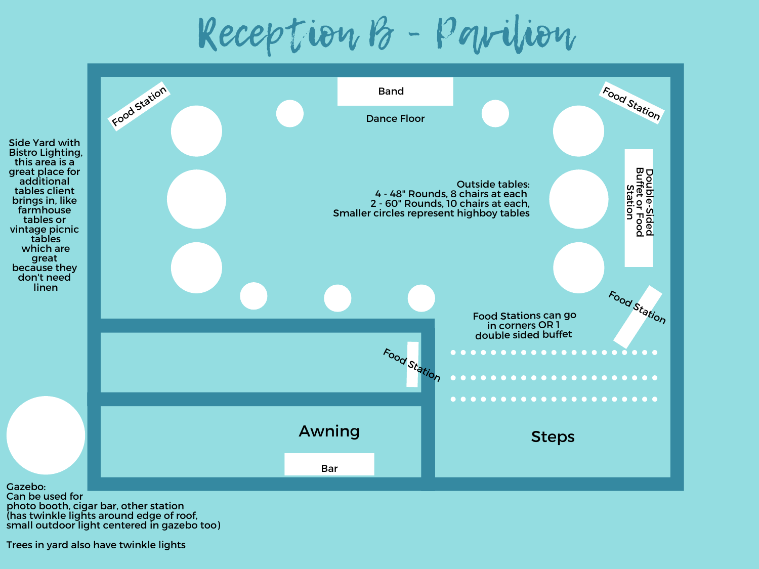# Reception B - Pavilion

Band

Dance Floor

Food Station

Food Station

Side Yard with Bistro Lighting, this area is a great place for additional tables client brings in, like farmhouse tables or vintage picnic tables which are great because they don't need linen

Outside tables:
4 - 48" Rounds, 8 chairs at each
2 - 60" Rounds, 10 chairs at each,
Smaller circles represent highboy tables

Double-Sided Buffet or Food Station

Food Station

Food Stations can go in corners OR 1 double sided buffet

Food Station

Awning

Steps

Bar

Gazebo:
Can be used for
photo booth, cigar bar, other station
(has twinkle lights around edge of roof,
small outdoor light centered in gazebo too)

Trees in yard also have twinkle lights